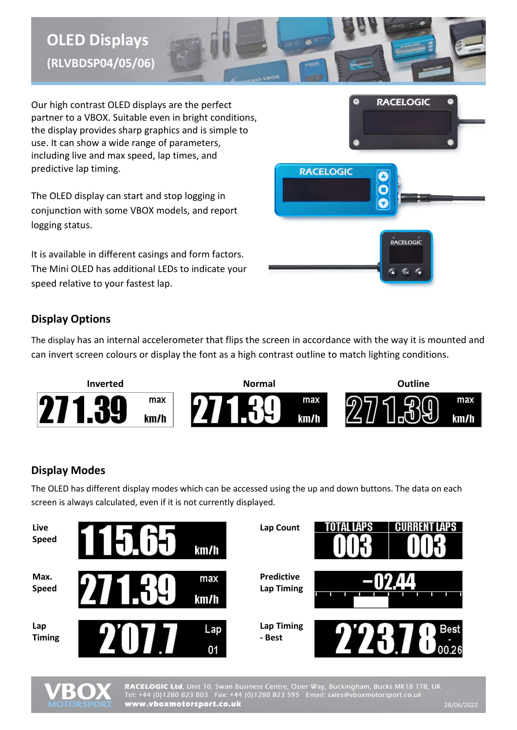# OLED Displays
## (RLVBDSP04/05/06)

Our high contrast OLED displays are the perfect partner to a VBOX. Suitable even in bright conditions, the display provides sharp graphics and is simple to use. It can show a wide range of parameters, including live and max speed, lap times, and predictive lap timing.

The OLED display can start and stop logging in conjunction with some VBOX models, and report logging status.

It is available in different casings and form factors. The Mini OLED has additional LEDs to indicate your speed relative to your fastest lap.

## Display Options

The display has an internal accelerometer that flips the screen in accordance with the way it is mounted and can invert screen colours or display the font as a high contrast outline to match lighting conditions.

| Inverted | Normal | Outline |
|---|---|---|
| 271.39 max km/h | 271.39 max km/h | 271.39 max km/h |

## Display Modes

The OLED has different display modes which can be accessed using the up and down buttons. The data on each screen is always calculated, even if it is not currently displayed.

| Mode | Display | Mode | Display |
|---|---|---|---|
| Live Speed | 115.65 km/h | Lap Count | TOTAL LAPS 003 / CURRENT LAPS 003 |
| Max. Speed | 271.39 max km/h | Predictive Lap Timing | -02.44 |
| Lap Timing | 2'07.7 Lap 01 | Lap Timing - Best | 2'23.78 Best - 00.26 |

**RACELOGIC Ltd**, Unit 10, Swan Business Centre, Osier Way, Buckingham, Bucks MK18 1TB, UK
Tel: +44 (0)1280 823 803 Fax: +44 (0)1280 823 595 Email: sales@vboxmotorsport.co.uk
**www.vboxmotorsport.co.uk**

28/06/2022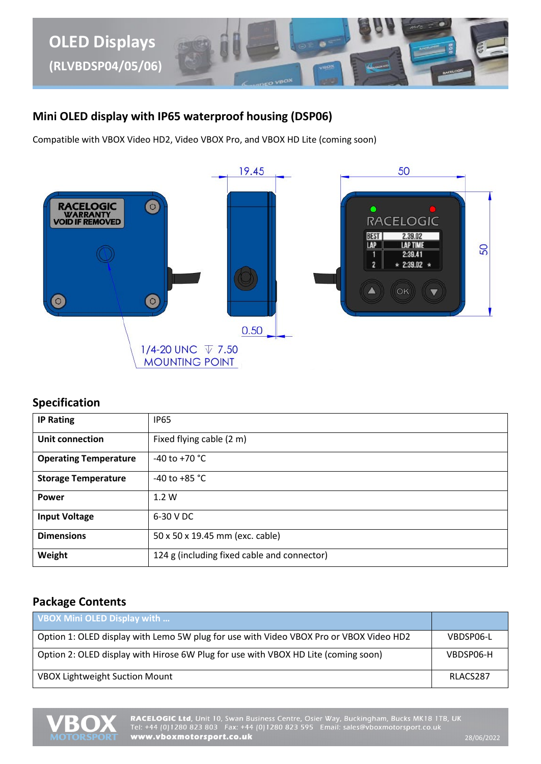# OLED Displays
## (RLVBDSP04/05/06)

## Mini OLED display with IP65 waterproof housing (DSP06)

Compatible with VBOX Video HD2, Video VBOX Pro, and VBOX HD Lite (coming soon)

19.45

50

50

0.50

1/4-20 UNC ⊽ 7.50
MOUNTING POINT

## Specification

| IP Rating | IP65 |
|---|---|
| Unit connection | Fixed flying cable (2 m) |
| Operating Temperature | -40 to +70 °C |
| Storage Temperature | -40 to +85 °C |
| Power | 1.2 W |
| Input Voltage | 6-30 V DC |
| Dimensions | 50 x 50 x 19.45 mm (exc. cable) |
| Weight | 124 g (including fixed cable and connector) |

## Package Contents

| VBOX Mini OLED Display with … | |
|---|---|
| Option 1: OLED display with Lemo 5W plug for use with Video VBOX Pro or VBOX Video HD2 | VBDSP06-L |
| Option 2: OLED display with Hirose 6W Plug for use with VBOX HD Lite (coming soon) | VBDSP06-H |
| VBOX Lightweight Suction Mount | RLACS287 |

**RACELOGIC Ltd**, Unit 10, Swan Business Centre, Osier Way, Buckingham, Bucks MK18 1TB, UK
Tel: +44 (0)1280 823 803 Fax: +44 (0)1280 823 595 Email: sales@vboxmotorsport.co.uk
**www.vboxmotorsport.co.uk**

28/06/2022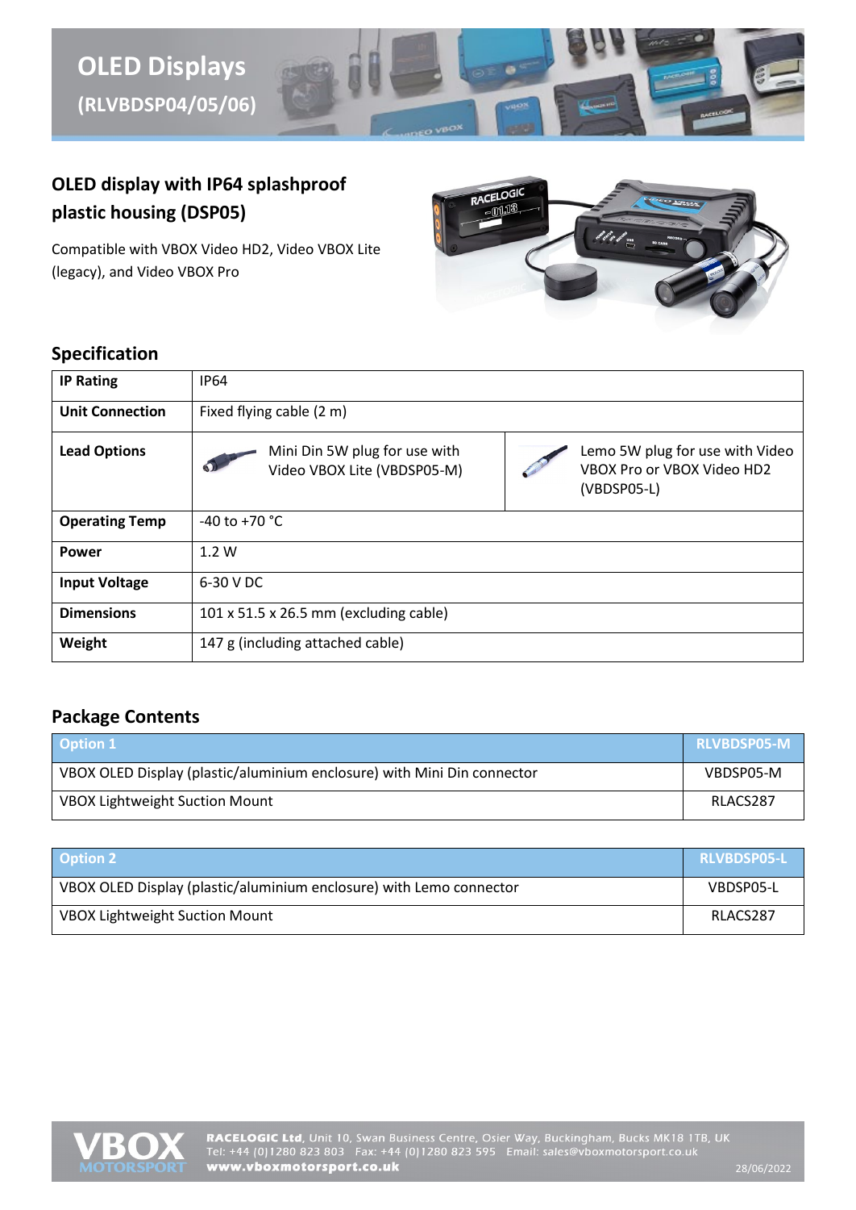# OLED Displays
## (RLVBDSP04/05/06)

## OLED display with IP64 splashproof plastic housing (DSP05)

Compatible with VBOX Video HD2, Video VBOX Lite (legacy), and Video VBOX Pro

## Specification

| | | |
|---|---|---|
| **IP Rating** | IP64 | |
| **Unit Connection** | Fixed flying cable (2 m) | |
| **Lead Options** | Mini Din 5W plug for use with Video VBOX Lite (VBDSP05-M) | Lemo 5W plug for use with Video VBOX Pro or VBOX Video HD2 (VBDSP05-L) |
| **Operating Temp** | -40 to +70 °C | |
| **Power** | 1.2 W | |
| **Input Voltage** | 6-30 V DC | |
| **Dimensions** | 101 x 51.5 x 26.5 mm (excluding cable) | |
| **Weight** | 147 g (including attached cable) | |

## Package Contents

| Option 1 | RLVBDSP05-M |
|---|---|
| VBOX OLED Display (plastic/aluminium enclosure) with Mini Din connector | VBDSP05-M |
| VBOX Lightweight Suction Mount | RLACS287 |

| Option 2 | RLVBDSP05-L |
|---|---|
| VBOX OLED Display (plastic/aluminium enclosure) with Lemo connector | VBDSP05-L |
| VBOX Lightweight Suction Mount | RLACS287 |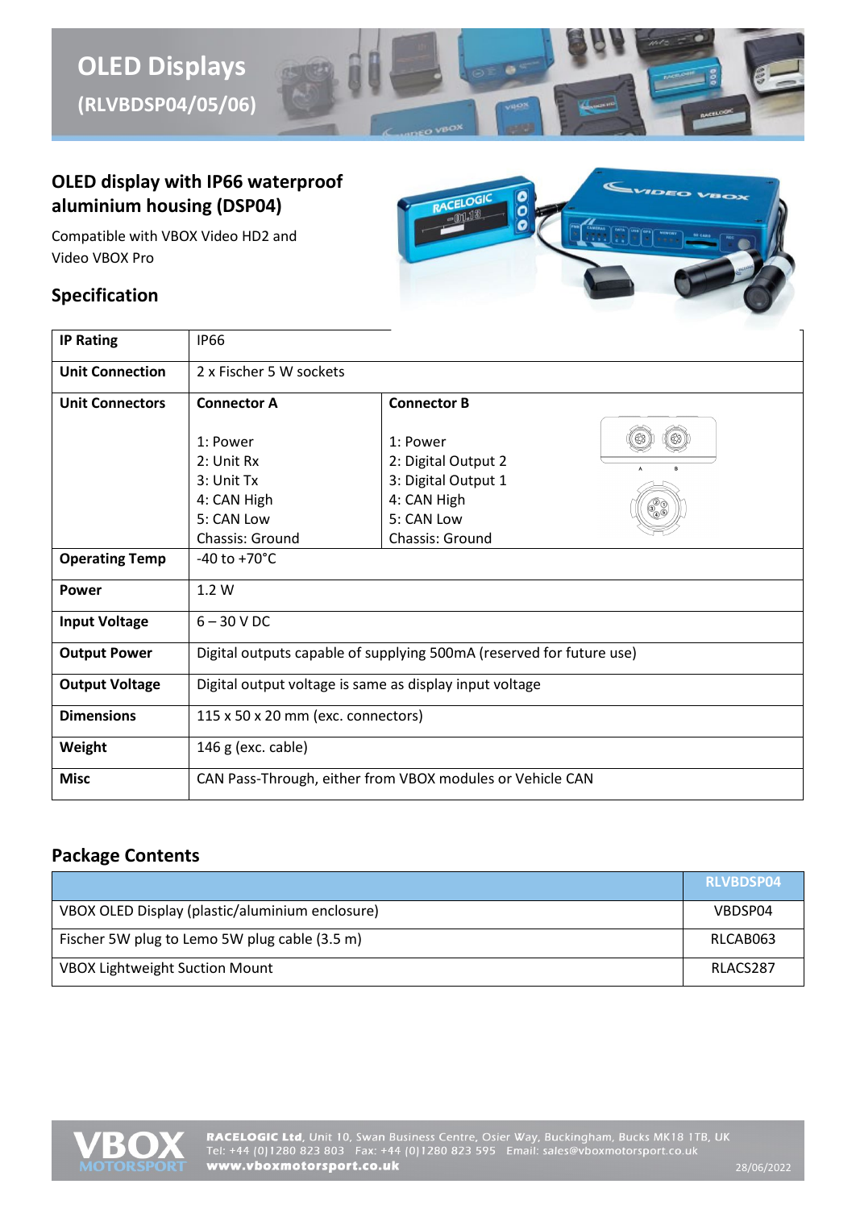# OLED Displays

## (RLVBDSP04/05/06)

## OLED display with IP66 waterproof aluminium housing (DSP04)

Compatible with VBOX Video HD2 and Video VBOX Pro

## Specification

| | | |
|---|---|---|
| **IP Rating** | IP66 | |
| **Unit Connection** | 2 x Fischer 5 W sockets | |
| **Unit Connectors** | **Connector A**<br><br>1: Power<br>2: Unit Rx<br>3: Unit Tx<br>4: CAN High<br>5: CAN Low<br>Chassis: Ground | **Connector B**<br><br>1: Power<br>2: Digital Output 2<br>3: Digital Output 1<br>4: CAN High<br>5: CAN Low<br>Chassis: Ground |
| **Operating Temp** | -40 to +70°C | |
| **Power** | 1.2 W | |
| **Input Voltage** | 6 – 30 V DC | |
| **Output Power** | Digital outputs capable of supplying 500mA (reserved for future use) | |
| **Output Voltage** | Digital output voltage is same as display input voltage | |
| **Dimensions** | 115 x 50 x 20 mm (exc. connectors) | |
| **Weight** | 146 g (exc. cable) | |
| **Misc** | CAN Pass-Through, either from VBOX modules or Vehicle CAN | |

## Package Contents

| | RLVBDSP04 |
|---|---|
| VBOX OLED Display (plastic/aluminium enclosure) | VBDSP04 |
| Fischer 5W plug to Lemo 5W plug cable (3.5 m) | RLCAB063 |
| VBOX Lightweight Suction Mount | RLACS287 |

**RACELOGIC Ltd**, Unit 10, Swan Business Centre, Osier Way, Buckingham, Bucks MK18 1TB, UK
Tel: +44 (0)1280 823 803 Fax: +44 (0)1280 823 595 Email: sales@vboxmotorsport.co.uk
**www.vboxmotorsport.co.uk**

28/06/2022